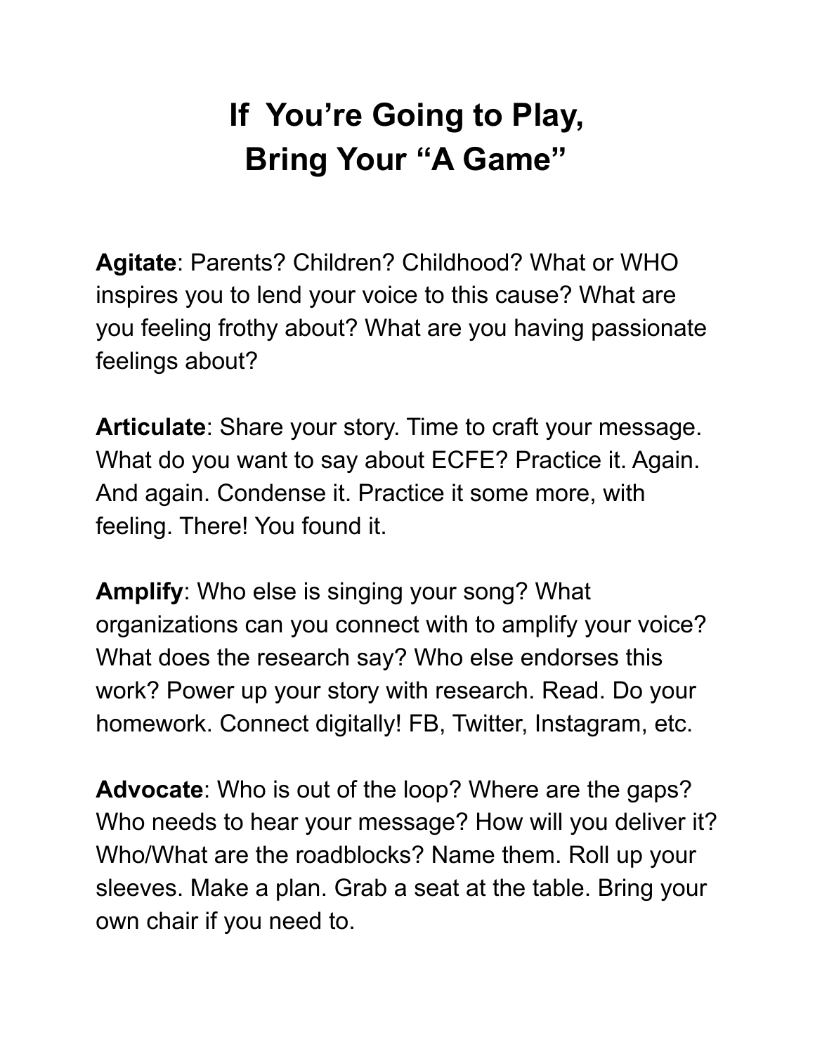# If You're Going to Play, Bring Your "A Game"

**Agitate**: Parents? Children? Childhood? What or WHO inspires you to lend your voice to this cause? What are you feeling frothy about? What are you having passionate feelings about?

**Articulate**: Share your story. Time to craft your message. What do you want to say about ECFE? Practice it. Again. And again. Condense it. Practice it some more, with feeling. There! You found it.

**Amplify**: Who else is singing your song? What organizations can you connect with to amplify your voice? What does the research say? Who else endorses this work? Power up your story with research. Read. Do your homework. Connect digitally! FB, Twitter, Instagram, etc.

**Advocate**: Who is out of the loop? Where are the gaps? Who needs to hear your message? How will you deliver it? Who/What are the roadblocks? Name them. Roll up your sleeves. Make a plan. Grab a seat at the table. Bring your own chair if you need to.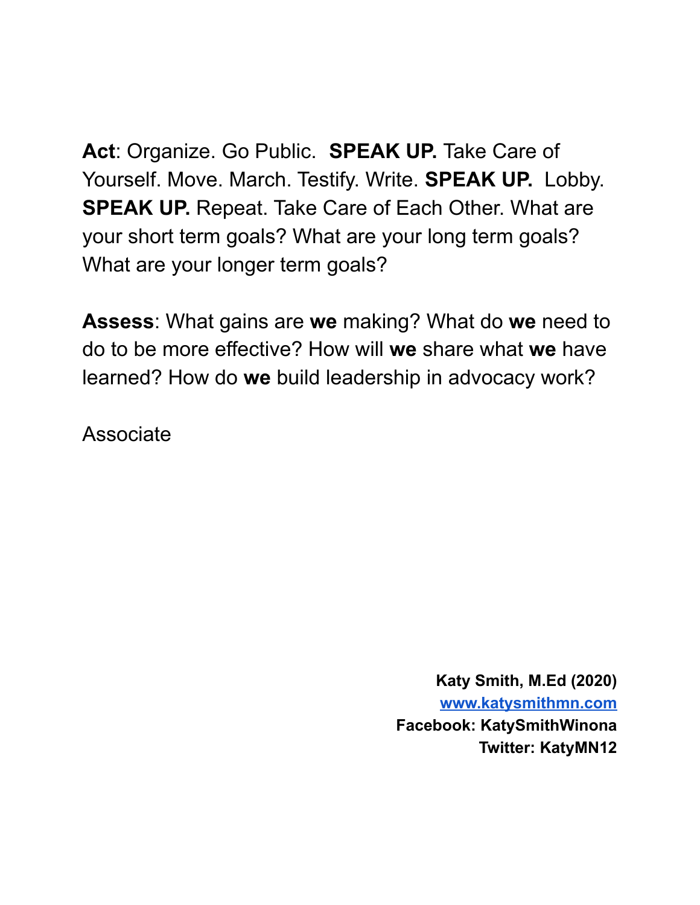**Act**: Organize. Go Public. **SPEAK UP.** Take Care of Yourself. Move. March. Testify. Write. **SPEAK UP.** Lobby. **SPEAK UP.** Repeat. Take Care of Each Other. What are your short term goals? What are your long term goals? What are your longer term goals?

**Assess**: What gains are **we** making? What do **we** need to do to be more effective? How will **we** share what **we** have learned? How do **we** build leadership in advocacy work?

Associate

**Katy Smith, M.Ed (2020)**
**[www.katysmithmn.com](http://www.katysmithmn.com)**
**Facebook: KatySmithWinona**
**Twitter: KatyMN12**